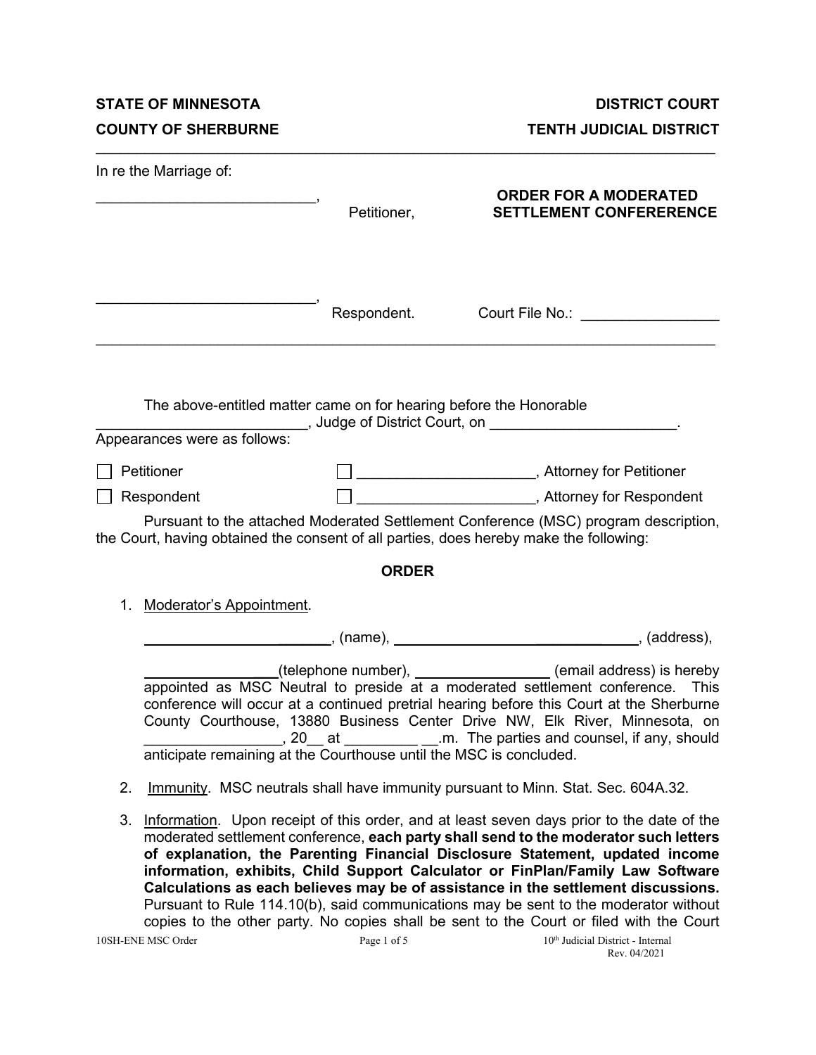**STATE OF MINNESOTA** **DISTRICT COURT**

**COUNTY OF SHERBURNE** **TENTH JUDICIAL DISTRICT**

---

In re the Marriage of:

___________________________, Petitioner,

**ORDER FOR A MODERATED SETTLEMENT CONFERERENCE**

___________________________, Respondent.

Court File No.: _________________

---

The above-entitled matter came on for hearing before the Honorable __________________________, Judge of District Court, on _______________________.

Appearances were as follows:

☐ Petitioner ☐ _____________________, Attorney for Petitioner

☐ Respondent ☐ _____________________, Attorney for Respondent

Pursuant to the attached Moderated Settlement Conference (MSC) program description, the Court, having obtained the consent of all parties, does hereby make the following:

**ORDER**

1. Moderator's Appointment.

   _______________________, (name), ______________________________, (address),

   ________________(telephone number), ________________ (email address) is hereby appointed as MSC Neutral to preside at a moderated settlement conference. This conference will occur at a continued pretrial hearing before this Court at the Sherburne County Courthouse, 13880 Business Center Drive NW, Elk River, Minnesota, on _________________, 20__ at _________ __.m. The parties and counsel, if any, should anticipate remaining at the Courthouse until the MSC is concluded.

2. Immunity. MSC neutrals shall have immunity pursuant to Minn. Stat. Sec. 604A.32.

3. Information. Upon receipt of this order, and at least seven days prior to the date of the moderated settlement conference, **each party shall send to the moderator such letters of explanation, the Parenting Financial Disclosure Statement, updated income information, exhibits, Child Support Calculator or FinPlan/Family Law Software Calculations as each believes may be of assistance in the settlement discussions.** Pursuant to Rule 114.10(b), said communications may be sent to the moderator without copies to the other party. No copies shall be sent to the Court or filed with the Court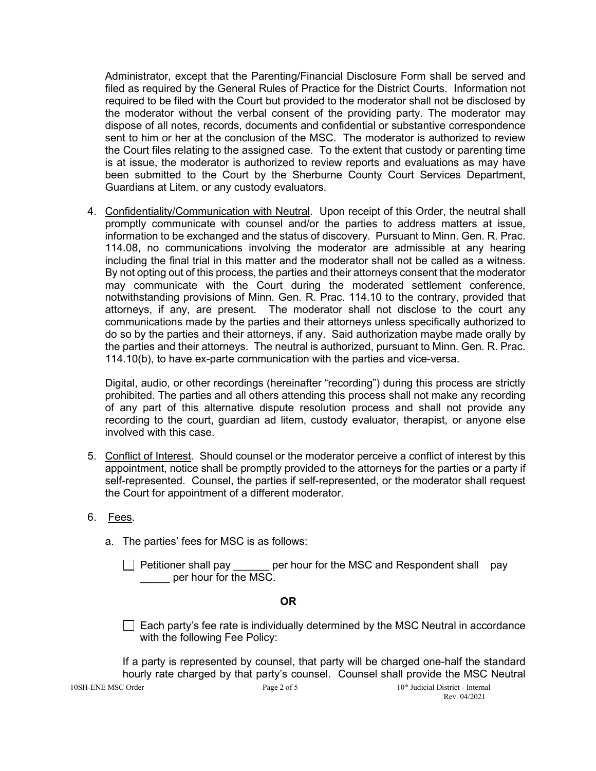Administrator, except that the Parenting/Financial Disclosure Form shall be served and filed as required by the General Rules of Practice for the District Courts. Information not required to be filed with the Court but provided to the moderator shall not be disclosed by the moderator without the verbal consent of the providing party. The moderator may dispose of all notes, records, documents and confidential or substantive correspondence sent to him or her at the conclusion of the MSC. The moderator is authorized to review the Court files relating to the assigned case. To the extent that custody or parenting time is at issue, the moderator is authorized to review reports and evaluations as may have been submitted to the Court by the Sherburne County Court Services Department, Guardians at Litem, or any custody evaluators.

4. Confidentiality/Communication with Neutral. Upon receipt of this Order, the neutral shall promptly communicate with counsel and/or the parties to address matters at issue, information to be exchanged and the status of discovery. Pursuant to Minn. Gen. R. Prac. 114.08, no communications involving the moderator are admissible at any hearing including the final trial in this matter and the moderator shall not be called as a witness. By not opting out of this process, the parties and their attorneys consent that the moderator may communicate with the Court during the moderated settlement conference, notwithstanding provisions of Minn. Gen. R. Prac. 114.10 to the contrary, provided that attorneys, if any, are present. The moderator shall not disclose to the court any communications made by the parties and their attorneys unless specifically authorized to do so by the parties and their attorneys, if any. Said authorization maybe made orally by the parties and their attorneys. The neutral is authorized, pursuant to Minn. Gen. R. Prac. 114.10(b), to have ex-parte communication with the parties and vice-versa.

   Digital, audio, or other recordings (hereinafter "recording") during this process are strictly prohibited. The parties and all others attending this process shall not make any recording of any part of this alternative dispute resolution process and shall not provide any recording to the court, guardian ad litem, custody evaluator, therapist, or anyone else involved with this case.

5. Conflict of Interest. Should counsel or the moderator perceive a conflict of interest by this appointment, notice shall be promptly provided to the attorneys for the parties or a party if self-represented. Counsel, the parties if self-represented, or the moderator shall request the Court for appointment of a different moderator.

6. Fees.

   a. The parties' fees for MSC is as follows:

      ☐ Petitioner shall pay ______ per hour for the MSC and Respondent shall pay ______ per hour for the MSC.

      **OR**

      ☐ Each party's fee rate is individually determined by the MSC Neutral in accordance with the following Fee Policy:

   If a party is represented by counsel, that party will be charged one-half the standard hourly rate charged by that party's counsel. Counsel shall provide the MSC Neutral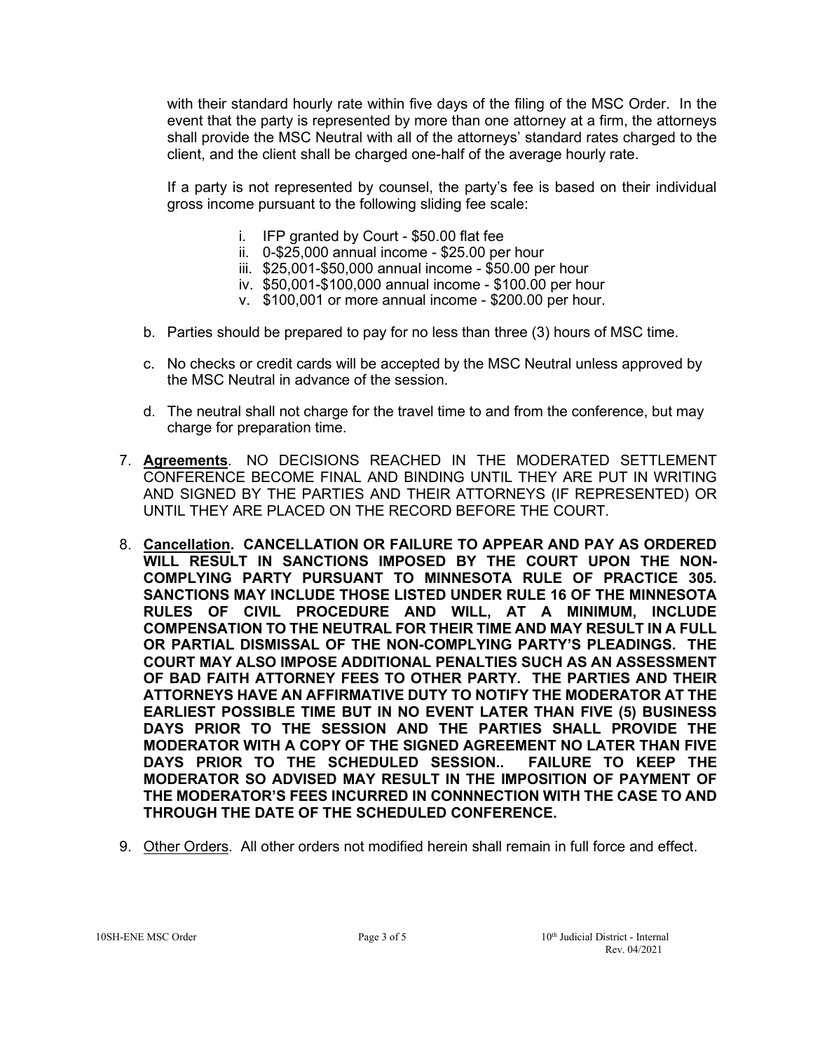with their standard hourly rate within five days of the filing of the MSC Order. In the event that the party is represented by more than one attorney at a firm, the attorneys shall provide the MSC Neutral with all of the attorneys' standard rates charged to the client, and the client shall be charged one-half of the average hourly rate.

If a party is not represented by counsel, the party's fee is based on their individual gross income pursuant to the following sliding fee scale:

i. IFP granted by Court - $50.00 flat fee
ii. 0-$25,000 annual income - $25.00 per hour
iii. $25,001-$50,000 annual income - $50.00 per hour
iv. $50,001-$100,000 annual income - $100.00 per hour
v. $100,001 or more annual income - $200.00 per hour.

b. Parties should be prepared to pay for no less than three (3) hours of MSC time.

c. No checks or credit cards will be accepted by the MSC Neutral unless approved by the MSC Neutral in advance of the session.

d. The neutral shall not charge for the travel time to and from the conference, but may charge for preparation time.

7. **<u>Agreements</u>**. NO DECISIONS REACHED IN THE MODERATED SETTLEMENT CONFERENCE BECOME FINAL AND BINDING UNTIL THEY ARE PUT IN WRITING AND SIGNED BY THE PARTIES AND THEIR ATTORNEYS (IF REPRESENTED) OR UNTIL THEY ARE PLACED ON THE RECORD BEFORE THE COURT.

8. **<u>Cancellation</u>. CANCELLATION OR FAILURE TO APPEAR AND PAY AS ORDERED WILL RESULT IN SANCTIONS IMPOSED BY THE COURT UPON THE NON-COMPLYING PARTY PURSUANT TO MINNESOTA RULE OF PRACTICE 305. SANCTIONS MAY INCLUDE THOSE LISTED UNDER RULE 16 OF THE MINNESOTA RULES OF CIVIL PROCEDURE AND WILL, AT A MINIMUM, INCLUDE COMPENSATION TO THE NEUTRAL FOR THEIR TIME AND MAY RESULT IN A FULL OR PARTIAL DISMISSAL OF THE NON-COMPLYING PARTY'S PLEADINGS. THE COURT MAY ALSO IMPOSE ADDITIONAL PENALTIES SUCH AS AN ASSESSMENT OF BAD FAITH ATTORNEY FEES TO OTHER PARTY. THE PARTIES AND THEIR ATTORNEYS HAVE AN AFFIRMATIVE DUTY TO NOTIFY THE MODERATOR AT THE EARLIEST POSSIBLE TIME BUT IN NO EVENT LATER THAN FIVE (5) BUSINESS DAYS PRIOR TO THE SESSION AND THE PARTIES SHALL PROVIDE THE MODERATOR WITH A COPY OF THE SIGNED AGREEMENT NO LATER THAN FIVE DAYS PRIOR TO THE SCHEDULED SESSION.. FAILURE TO KEEP THE MODERATOR SO ADVISED MAY RESULT IN THE IMPOSITION OF PAYMENT OF THE MODERATOR'S FEES INCURRED IN CONNNECTION WITH THE CASE TO AND THROUGH THE DATE OF THE SCHEDULED CONFERENCE.**

9. <u>Other Orders</u>. All other orders not modified herein shall remain in full force and effect.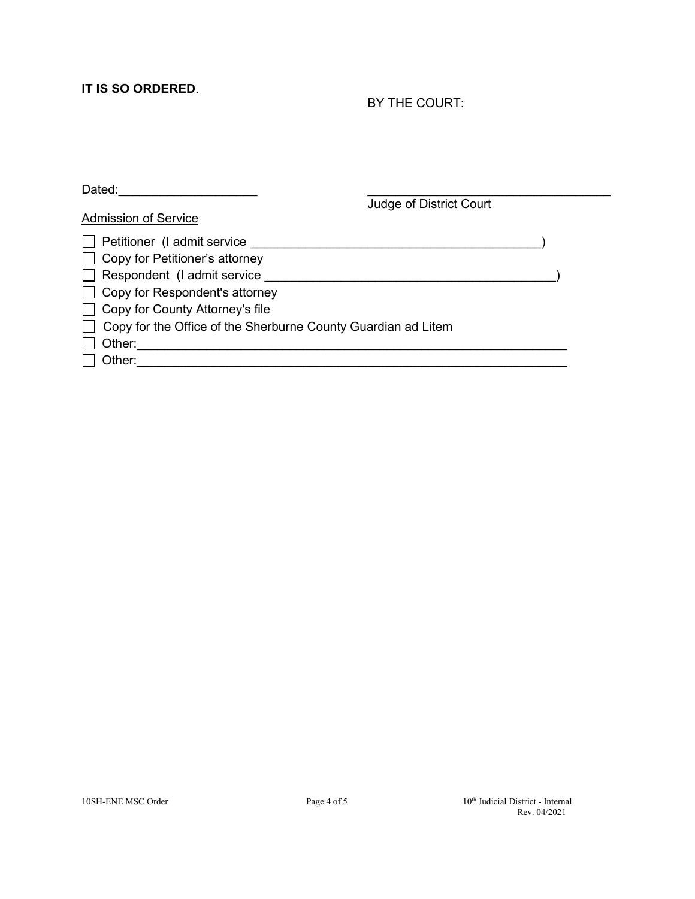**IT IS SO ORDERED**.

BY THE COURT:

Dated:____________________

____________________________________
Judge of District Court

Admission of Service

- ☐ Petitioner (I admit service __________________________________________)
- ☐ Copy for Petitioner's attorney
- ☐ Respondent (I admit service __________________________________________)
- ☐ Copy for Respondent's attorney
- ☐ Copy for County Attorney's file
- ☐ Copy for the Office of the Sherburne County Guardian ad Litem
- ☐ Other:_______________________________________________________________
- ☐ Other:_______________________________________________________________

10SH-ENE MSC Order

10th Judicial District - Internal
Rev. 04/2021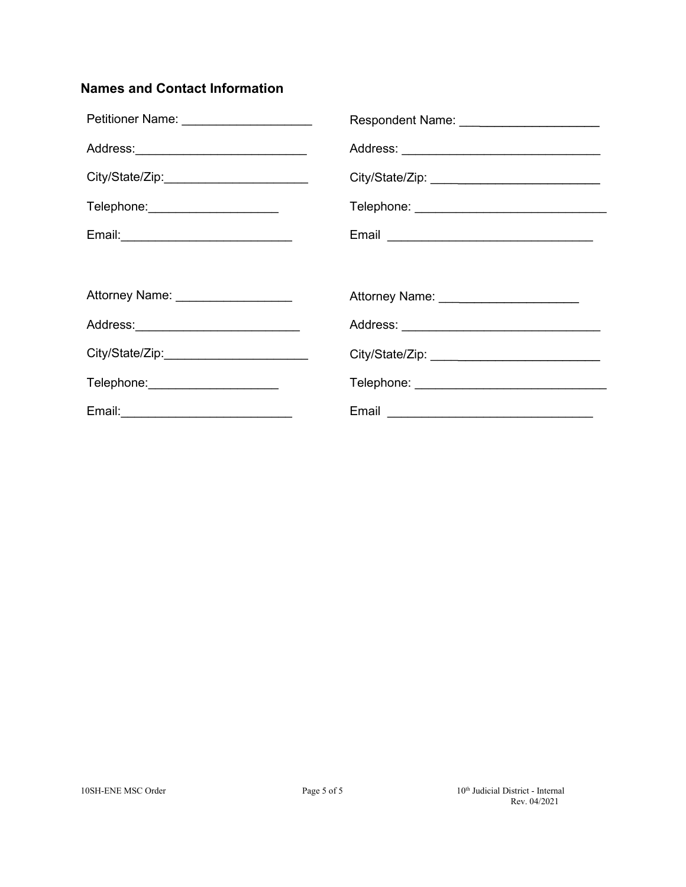### Names and Contact Information

Petitioner Name: ___________________

Address:_________________________

City/State/Zip:_____________________

Telephone:___________________

Email:_________________________

Respondent Name: ___________________

Address: _____________________________

City/State/Zip: _______________________

Telephone: ____________________________

Email _____________________________

Attorney Name: _________________

Address:________________________

City/State/Zip:_____________________

Telephone:___________________

Email:_________________________

Attorney Name: ____________________

Address: _____________________________

City/State/Zip: _______________________

Telephone: ____________________________

Email _____________________________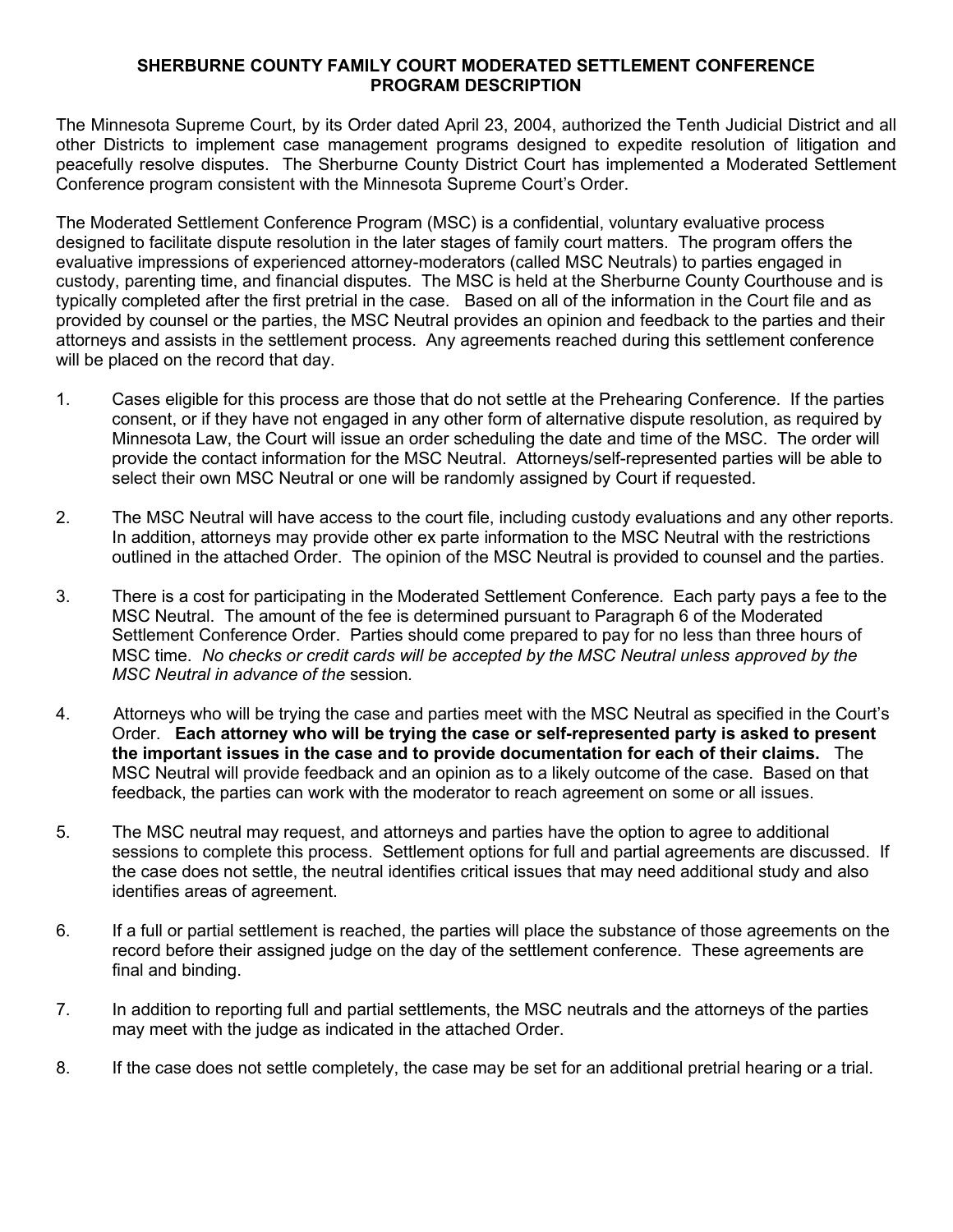# SHERBURNE COUNTY FAMILY COURT MODERATED SETTLEMENT CONFERENCE PROGRAM DESCRIPTION

The Minnesota Supreme Court, by its Order dated April 23, 2004, authorized the Tenth Judicial District and all other Districts to implement case management programs designed to expedite resolution of litigation and peacefully resolve disputes. The Sherburne County District Court has implemented a Moderated Settlement Conference program consistent with the Minnesota Supreme Court's Order.

The Moderated Settlement Conference Program (MSC) is a confidential, voluntary evaluative process designed to facilitate dispute resolution in the later stages of family court matters. The program offers the evaluative impressions of experienced attorney-moderators (called MSC Neutrals) to parties engaged in custody, parenting time, and financial disputes. The MSC is held at the Sherburne County Courthouse and is typically completed after the first pretrial in the case. Based on all of the information in the Court file and as provided by counsel or the parties, the MSC Neutral provides an opinion and feedback to the parties and their attorneys and assists in the settlement process. Any agreements reached during this settlement conference will be placed on the record that day.

1. Cases eligible for this process are those that do not settle at the Prehearing Conference. If the parties consent, or if they have not engaged in any other form of alternative dispute resolution, as required by Minnesota Law, the Court will issue an order scheduling the date and time of the MSC. The order will provide the contact information for the MSC Neutral. Attorneys/self-represented parties will be able to select their own MSC Neutral or one will be randomly assigned by Court if requested.

2. The MSC Neutral will have access to the court file, including custody evaluations and any other reports. In addition, attorneys may provide other ex parte information to the MSC Neutral with the restrictions outlined in the attached Order. The opinion of the MSC Neutral is provided to counsel and the parties.

3. There is a cost for participating in the Moderated Settlement Conference. Each party pays a fee to the MSC Neutral. The amount of the fee is determined pursuant to Paragraph 6 of the Moderated Settlement Conference Order. Parties should come prepared to pay for no less than three hours of MSC time. *No checks or credit cards will be accepted by the MSC Neutral unless approved by the MSC Neutral in advance of the* session.

4. Attorneys who will be trying the case and parties meet with the MSC Neutral as specified in the Court's Order. **Each attorney who will be trying the case or self-represented party is asked to present the important issues in the case and to provide documentation for each of their claims.** The MSC Neutral will provide feedback and an opinion as to a likely outcome of the case. Based on that feedback, the parties can work with the moderator to reach agreement on some or all issues.

5. The MSC neutral may request, and attorneys and parties have the option to agree to additional sessions to complete this process. Settlement options for full and partial agreements are discussed. If the case does not settle, the neutral identifies critical issues that may need additional study and also identifies areas of agreement.

6. If a full or partial settlement is reached, the parties will place the substance of those agreements on the record before their assigned judge on the day of the settlement conference. These agreements are final and binding.

7. In addition to reporting full and partial settlements, the MSC neutrals and the attorneys of the parties may meet with the judge as indicated in the attached Order.

8. If the case does not settle completely, the case may be set for an additional pretrial hearing or a trial.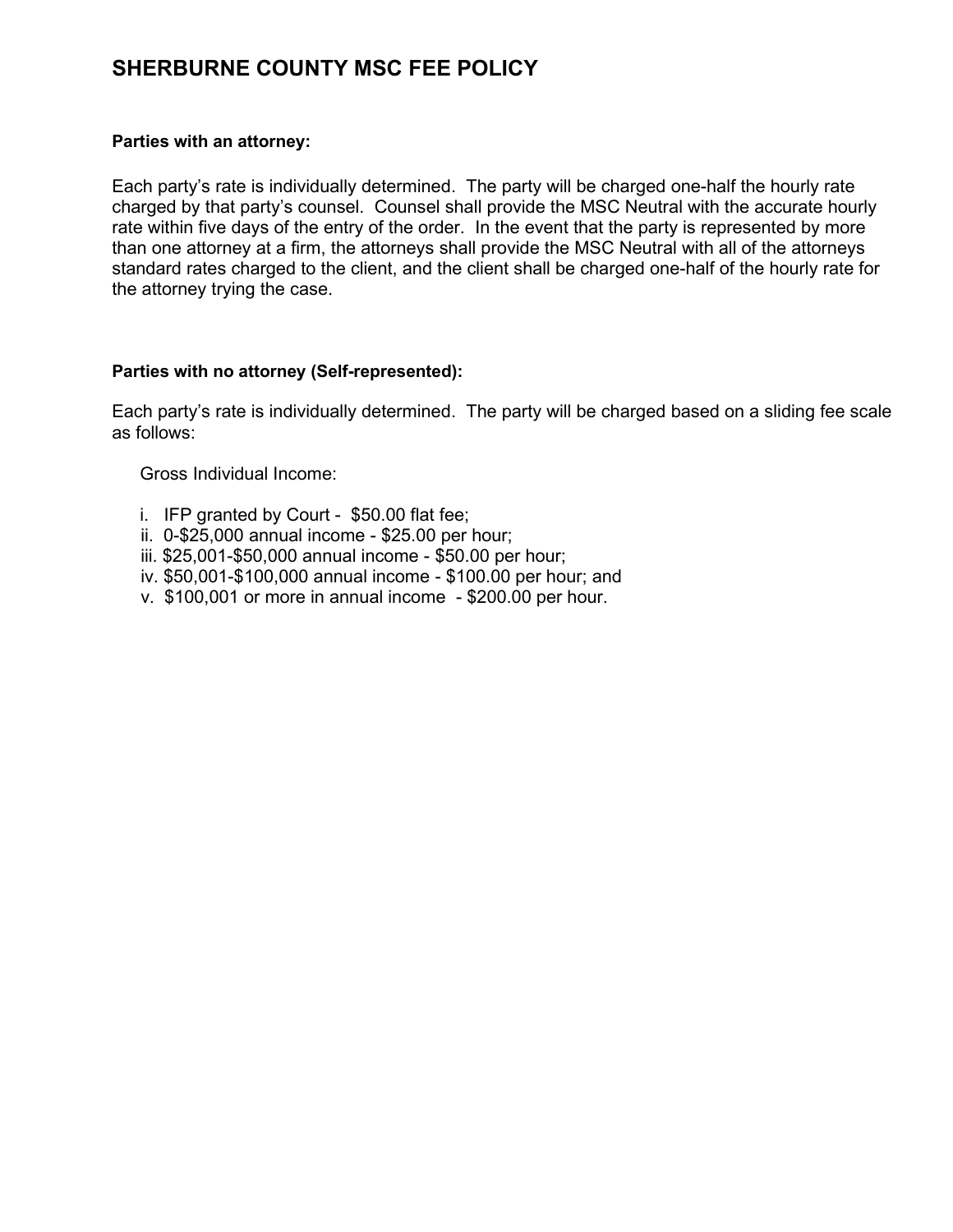# SHERBURNE COUNTY MSC FEE POLICY

**Parties with an attorney:**

Each party's rate is individually determined. The party will be charged one-half the hourly rate charged by that party's counsel. Counsel shall provide the MSC Neutral with the accurate hourly rate within five days of the entry of the order. In the event that the party is represented by more than one attorney at a firm, the attorneys shall provide the MSC Neutral with all of the attorneys standard rates charged to the client, and the client shall be charged one-half of the hourly rate for the attorney trying the case.

**Parties with no attorney (Self-represented):**

Each party's rate is individually determined. The party will be charged based on a sliding fee scale as follows:

Gross Individual Income:

i. IFP granted by Court - $50.00 flat fee;
ii. 0-$25,000 annual income - $25.00 per hour;
iii. $25,001-$50,000 annual income - $50.00 per hour;
iv. $50,001-$100,000 annual income - $100.00 per hour; and
v. $100,001 or more in annual income - $200.00 per hour.